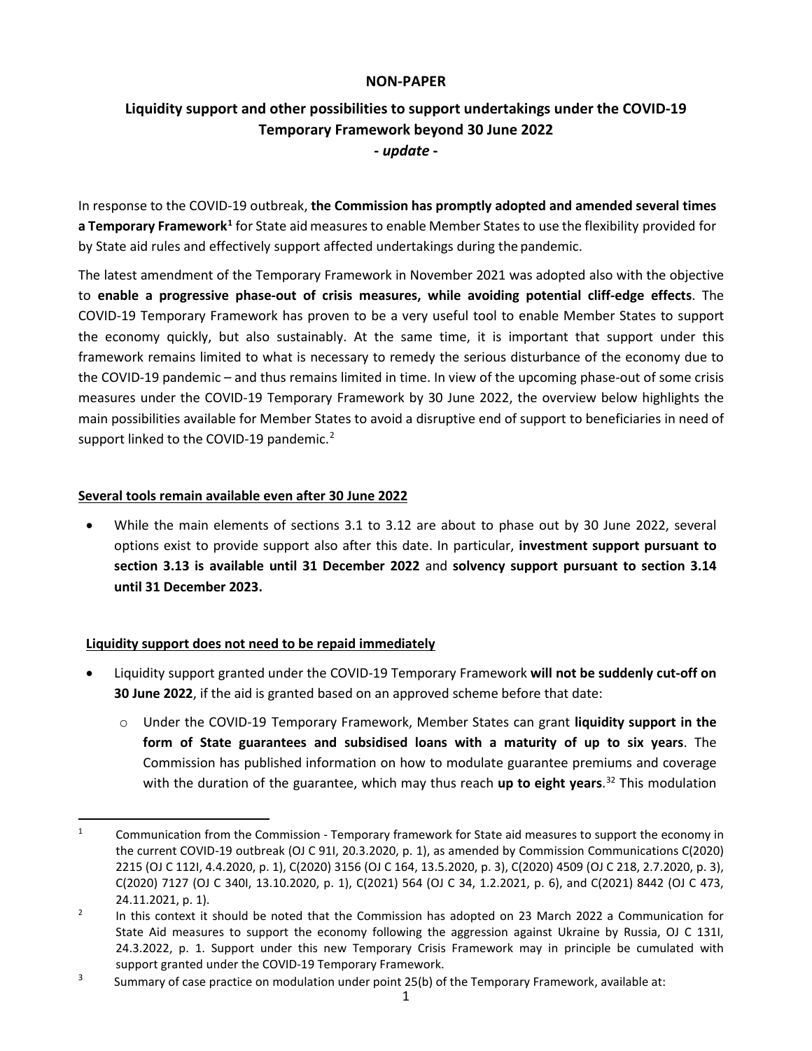**NON-PAPER**

# Liquidity support and other possibilities to support undertakings under the COVID-19 Temporary Framework beyond 30 June 2022

**- *update* -**

In response to the COVID-19 outbreak, **the Commission has promptly adopted and amended several times a Temporary Framework**[1] for State aid measures to enable Member States to use the flexibility provided for by State aid rules and effectively support affected undertakings during the pandemic.

The latest amendment of the Temporary Framework in November 2021 was adopted also with the objective to **enable a progressive phase-out of crisis measures, while avoiding potential cliff-edge effects**. The COVID-19 Temporary Framework has proven to be a very useful tool to enable Member States to support the economy quickly, but also sustainably. At the same time, it is important that support under this framework remains limited to what is necessary to remedy the serious disturbance of the economy due to the COVID-19 pandemic – and thus remains limited in time. In view of the upcoming phase-out of some crisis measures under the COVID-19 Temporary Framework by 30 June 2022, the overview below highlights the main possibilities available for Member States to avoid a disruptive end of support to beneficiaries in need of support linked to the COVID-19 pandemic.[2]

## Several tools remain available even after 30 June 2022

- While the main elements of sections 3.1 to 3.12 are about to phase out by 30 June 2022, several options exist to provide support also after this date. In particular, **investment support pursuant to section 3.13 is available until 31 December 2022** and **solvency support pursuant to section 3.14 until 31 December 2023.**

## Liquidity support does not need to be repaid immediately

- Liquidity support granted under the COVID-19 Temporary Framework **will not be suddenly cut-off on 30 June 2022**, if the aid is granted based on an approved scheme before that date:
  - Under the COVID-19 Temporary Framework, Member States can grant **liquidity support in the form of State guarantees and subsidised loans with a maturity of up to six years**. The Commission has published information on how to modulate guarantee premiums and coverage with the duration of the guarantee, which may thus reach **up to eight years**.[3] This modulation

---

[1] Communication from the Commission - Temporary framework for State aid measures to support the economy in the current COVID-19 outbreak (OJ C 91I, 20.3.2020, p. 1), as amended by Commission Communications C(2020) 2215 (OJ C 112I, 4.4.2020, p. 1), C(2020) 3156 (OJ C 164, 13.5.2020, p. 3), C(2020) 4509 (OJ C 218, 2.7.2020, p. 3), C(2020) 7127 (OJ C 340I, 13.10.2020, p. 1), C(2021) 564 (OJ C 34, 1.2.2021, p. 6), and C(2021) 8442 (OJ C 473, 24.11.2021, p. 1).

[2] In this context it should be noted that the Commission has adopted on 23 March 2022 a Communication for State Aid measures to support the economy following the aggression against Ukraine by Russia, OJ C 131I, 24.3.2022, p. 1. Support under this new Temporary Crisis Framework may in principle be cumulated with support granted under the COVID-19 Temporary Framework.

[3] Summary of case practice on modulation under point 25(b) of the Temporary Framework, available at: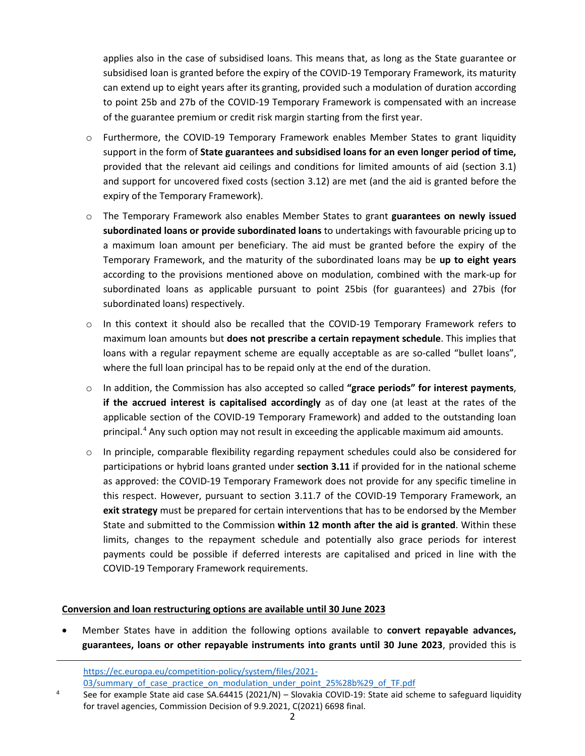applies also in the case of subsidised loans. This means that, as long as the State guarantee or subsidised loan is granted before the expiry of the COVID-19 Temporary Framework, its maturity can extend up to eight years after its granting, provided such a modulation of duration according to point 25b and 27b of the COVID-19 Temporary Framework is compensated with an increase of the guarantee premium or credit risk margin starting from the first year.

- Furthermore, the COVID-19 Temporary Framework enables Member States to grant liquidity support in the form of **State guarantees and subsidised loans for an even longer period of time,** provided that the relevant aid ceilings and conditions for limited amounts of aid (section 3.1) and support for uncovered fixed costs (section 3.12) are met (and the aid is granted before the expiry of the Temporary Framework).
- The Temporary Framework also enables Member States to grant **guarantees on newly issued subordinated loans or provide subordinated loans** to undertakings with favourable pricing up to a maximum loan amount per beneficiary. The aid must be granted before the expiry of the Temporary Framework, and the maturity of the subordinated loans may be **up to eight years** according to the provisions mentioned above on modulation, combined with the mark-up for subordinated loans as applicable pursuant to point 25bis (for guarantees) and 27bis (for subordinated loans) respectively.
- In this context it should also be recalled that the COVID-19 Temporary Framework refers to maximum loan amounts but **does not prescribe a certain repayment schedule**. This implies that loans with a regular repayment scheme are equally acceptable as are so-called "bullet loans", where the full loan principal has to be repaid only at the end of the duration.
- In addition, the Commission has also accepted so called **"grace periods" for interest payments**, **if the accrued interest is capitalised accordingly** as of day one (at least at the rates of the applicable section of the COVID-19 Temporary Framework) and added to the outstanding loan principal.[4] Any such option may not result in exceeding the applicable maximum aid amounts.
- In principle, comparable flexibility regarding repayment schedules could also be considered for participations or hybrid loans granted under **section 3.11** if provided for in the national scheme as approved: the COVID-19 Temporary Framework does not provide for any specific timeline in this respect. However, pursuant to section 3.11.7 of the COVID-19 Temporary Framework, an **exit strategy** must be prepared for certain interventions that has to be endorsed by the Member State and submitted to the Commission **within 12 month after the aid is granted**. Within these limits, changes to the repayment schedule and potentially also grace periods for interest payments could be possible if deferred interests are capitalised and priced in line with the COVID-19 Temporary Framework requirements.

**Conversion and loan restructuring options are available until 30 June 2023**

- Member States have in addition the following options available to **convert repayable advances, guarantees, loans or other repayable instruments into grants until 30 June 2023**, provided this is

---

https://ec.europa.eu/competition-policy/system/files/2021-03/summary_of_case_practice_on_modulation_under_point_25%28b%29_of_TF.pdf

[4] See for example State aid case SA.64415 (2021/N) – Slovakia COVID-19: State aid scheme to safeguard liquidity for travel agencies, Commission Decision of 9.9.2021, C(2021) 6698 final.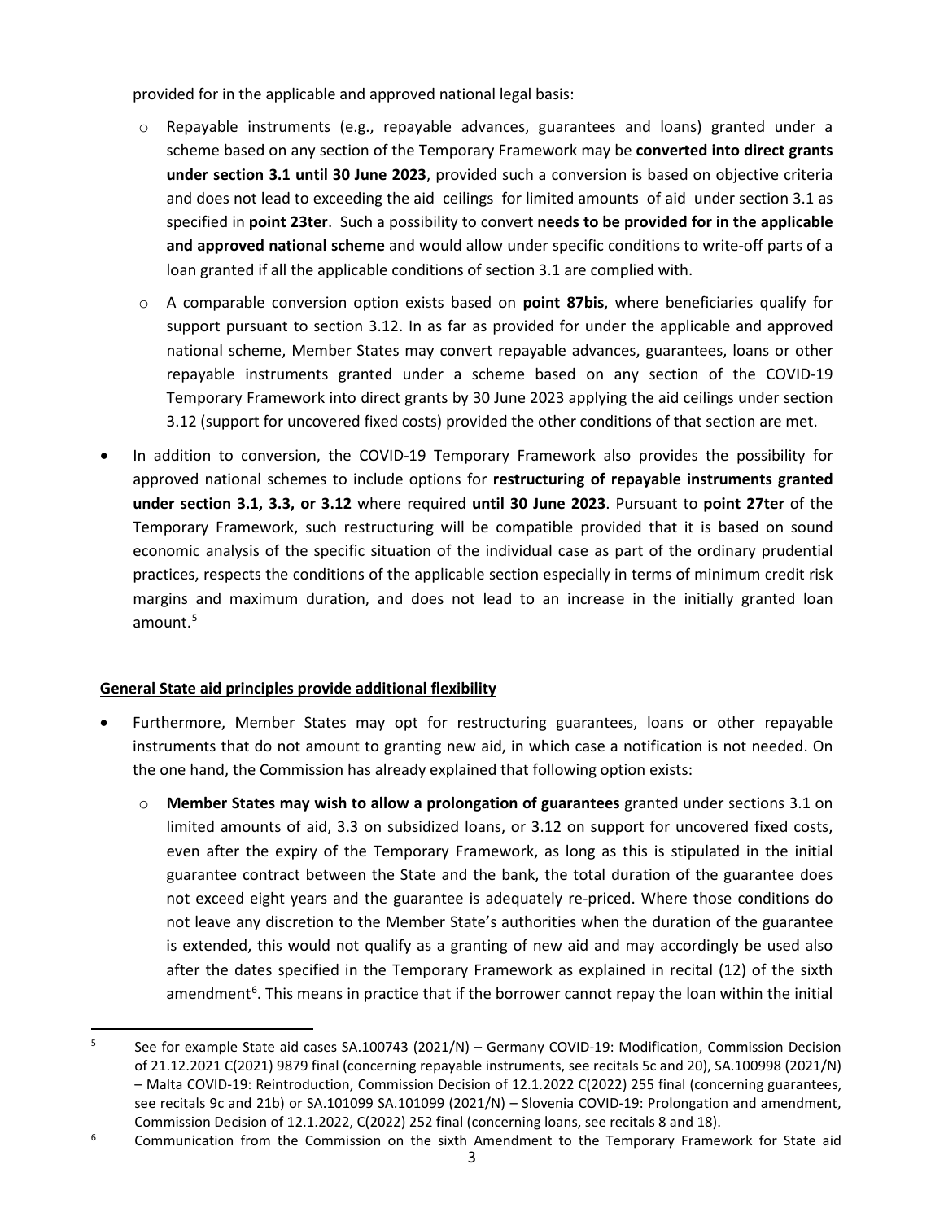provided for in the applicable and approved national legal basis:

- Repayable instruments (e.g., repayable advances, guarantees and loans) granted under a scheme based on any section of the Temporary Framework may be **converted into direct grants under section 3.1 until 30 June 2023**, provided such a conversion is based on objective criteria and does not lead to exceeding the aid ceilings for limited amounts of aid under section 3.1 as specified in **point 23ter**. Such a possibility to convert **needs to be provided for in the applicable and approved national scheme** and would allow under specific conditions to write-off parts of a loan granted if all the applicable conditions of section 3.1 are complied with.
- A comparable conversion option exists based on **point 87bis**, where beneficiaries qualify for support pursuant to section 3.12. In as far as provided for under the applicable and approved national scheme, Member States may convert repayable advances, guarantees, loans or other repayable instruments granted under a scheme based on any section of the COVID-19 Temporary Framework into direct grants by 30 June 2023 applying the aid ceilings under section 3.12 (support for uncovered fixed costs) provided the other conditions of that section are met.

- In addition to conversion, the COVID-19 Temporary Framework also provides the possibility for approved national schemes to include options for **restructuring of repayable instruments granted under section 3.1, 3.3, or 3.12** where required **until 30 June 2023**. Pursuant to **point 27ter** of the Temporary Framework, such restructuring will be compatible provided that it is based on sound economic analysis of the specific situation of the individual case as part of the ordinary prudential practices, respects the conditions of the applicable section especially in terms of minimum credit risk margins and maximum duration, and does not lead to an increase in the initially granted loan amount.[5]

**General State aid principles provide additional flexibility**

- Furthermore, Member States may opt for restructuring guarantees, loans or other repayable instruments that do not amount to granting new aid, in which case a notification is not needed. On the one hand, the Commission has already explained that following option exists:
  - **Member States may wish to allow a prolongation of guarantees** granted under sections 3.1 on limited amounts of aid, 3.3 on subsidized loans, or 3.12 on support for uncovered fixed costs, even after the expiry of the Temporary Framework, as long as this is stipulated in the initial guarantee contract between the State and the bank, the total duration of the guarantee does not exceed eight years and the guarantee is adequately re-priced. Where those conditions do not leave any discretion to the Member State's authorities when the duration of the guarantee is extended, this would not qualify as a granting of new aid and may accordingly be used also after the dates specified in the Temporary Framework as explained in recital (12) of the sixth amendment[6]. This means in practice that if the borrower cannot repay the loan within the initial

---

[5] See for example State aid cases SA.100743 (2021/N) – Germany COVID-19: Modification, Commission Decision of 21.12.2021 C(2021) 9879 final (concerning repayable instruments, see recitals 5c and 20), SA.100998 (2021/N) – Malta COVID-19: Reintroduction, Commission Decision of 12.1.2022 C(2022) 255 final (concerning guarantees, see recitals 9c and 21b) or SA.101099 SA.101099 (2021/N) – Slovenia COVID-19: Prolongation and amendment, Commission Decision of 12.1.2022, C(2022) 252 final (concerning loans, see recitals 8 and 18).

[6] Communication from the Commission on the sixth Amendment to the Temporary Framework for State aid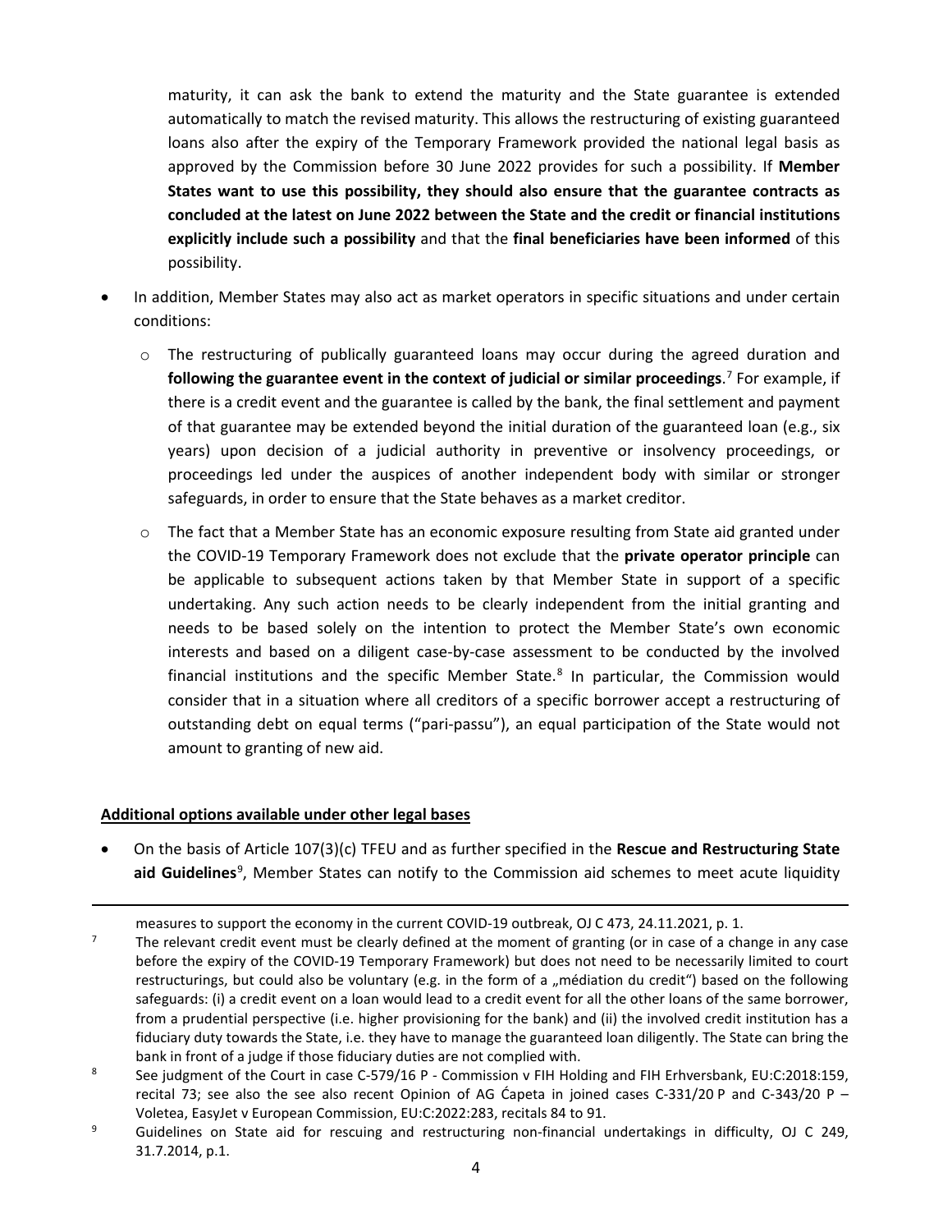maturity, it can ask the bank to extend the maturity and the State guarantee is extended automatically to match the revised maturity. This allows the restructuring of existing guaranteed loans also after the expiry of the Temporary Framework provided the national legal basis as approved by the Commission before 30 June 2022 provides for such a possibility. If **Member States want to use this possibility, they should also ensure that the guarantee contracts as concluded at the latest on June 2022 between the State and the credit or financial institutions explicitly include such a possibility** and that the **final beneficiaries have been informed** of this possibility.

- In addition, Member States may also act as market operators in specific situations and under certain conditions:
  - The restructuring of publically guaranteed loans may occur during the agreed duration and **following the guarantee event in the context of judicial or similar proceedings**.[7] For example, if there is a credit event and the guarantee is called by the bank, the final settlement and payment of that guarantee may be extended beyond the initial duration of the guaranteed loan (e.g., six years) upon decision of a judicial authority in preventive or insolvency proceedings, or proceedings led under the auspices of another independent body with similar or stronger safeguards, in order to ensure that the State behaves as a market creditor.
  - The fact that a Member State has an economic exposure resulting from State aid granted under the COVID-19 Temporary Framework does not exclude that the **private operator principle** can be applicable to subsequent actions taken by that Member State in support of a specific undertaking. Any such action needs to be clearly independent from the initial granting and needs to be based solely on the intention to protect the Member State's own economic interests and based on a diligent case-by-case assessment to be conducted by the involved financial institutions and the specific Member State.[8] In particular, the Commission would consider that in a situation where all creditors of a specific borrower accept a restructuring of outstanding debt on equal terms ("pari-passu"), an equal participation of the State would not amount to granting of new aid.

**Additional options available under other legal bases**

- On the basis of Article 107(3)(c) TFEU and as further specified in the **Rescue and Restructuring State aid Guidelines**[9], Member States can notify to the Commission aid schemes to meet acute liquidity

---

measures to support the economy in the current COVID-19 outbreak, OJ C 473, 24.11.2021, p. 1.

[7] The relevant credit event must be clearly defined at the moment of granting (or in case of a change in any case before the expiry of the COVID-19 Temporary Framework) but does not need to be necessarily limited to court restructurings, but could also be voluntary (e.g. in the form of a „médiation du credit") based on the following safeguards: (i) a credit event on a loan would lead to a credit event for all the other loans of the same borrower, from a prudential perspective (i.e. higher provisioning for the bank) and (ii) the involved credit institution has a fiduciary duty towards the State, i.e. they have to manage the guaranteed loan diligently. The State can bring the bank in front of a judge if those fiduciary duties are not complied with.

[8] See judgment of the Court in case C-579/16 P - Commission v FIH Holding and FIH Erhversbank, EU:C:2018:159, recital 73; see also the see also recent Opinion of AG Ćapeta in joined cases C-331/20 P and C-343/20 P – Voletea, EasyJet v European Commission, EU:C:2022:283, recitals 84 to 91.

[9] Guidelines on State aid for rescuing and restructuring non-financial undertakings in difficulty, OJ C 249, 31.7.2014, p.1.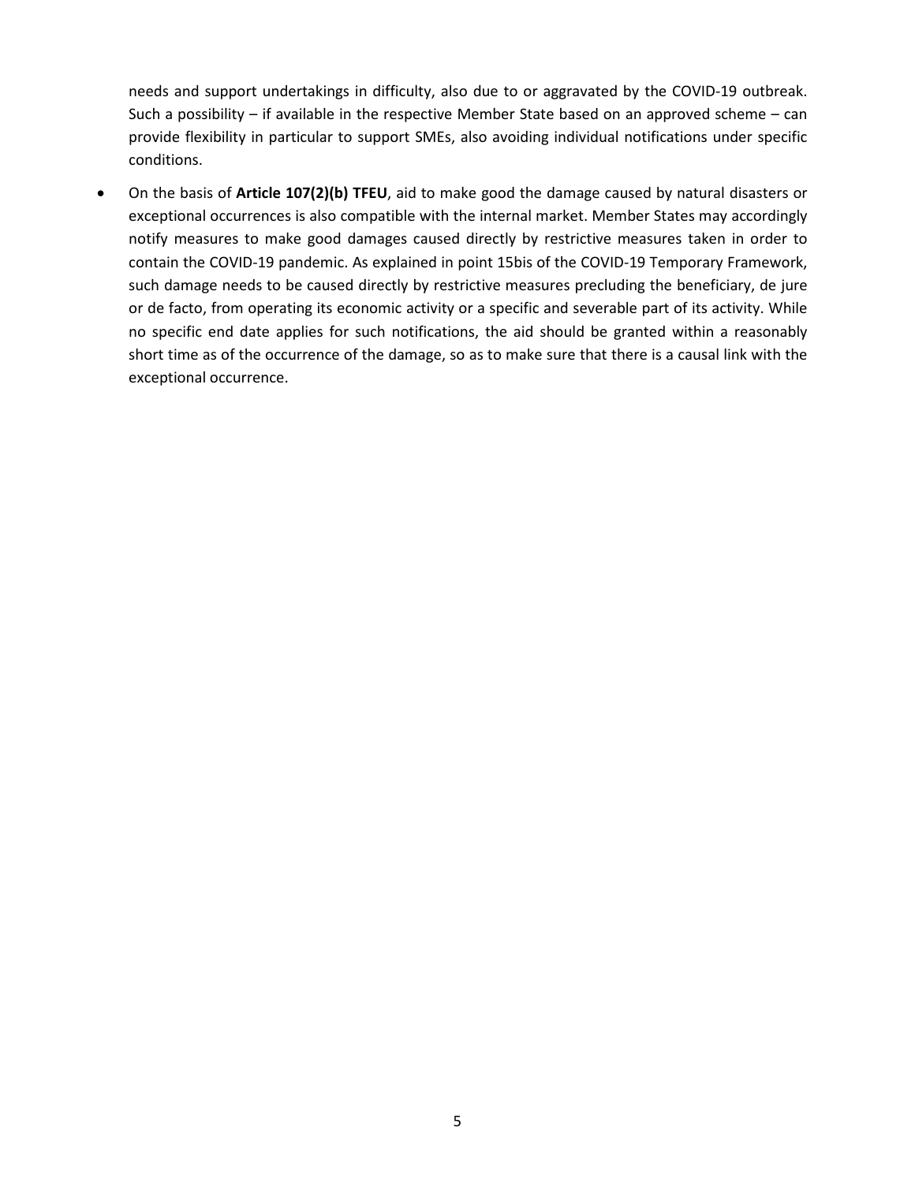needs and support undertakings in difficulty, also due to or aggravated by the COVID-19 outbreak. Such a possibility – if available in the respective Member State based on an approved scheme – can provide flexibility in particular to support SMEs, also avoiding individual notifications under specific conditions.

- On the basis of **Article 107(2)(b) TFEU**, aid to make good the damage caused by natural disasters or exceptional occurrences is also compatible with the internal market. Member States may accordingly notify measures to make good damages caused directly by restrictive measures taken in order to contain the COVID-19 pandemic. As explained in point 15bis of the COVID-19 Temporary Framework, such damage needs to be caused directly by restrictive measures precluding the beneficiary, de jure or de facto, from operating its economic activity or a specific and severable part of its activity. While no specific end date applies for such notifications, the aid should be granted within a reasonably short time as of the occurrence of the damage, so as to make sure that there is a causal link with the exceptional occurrence.